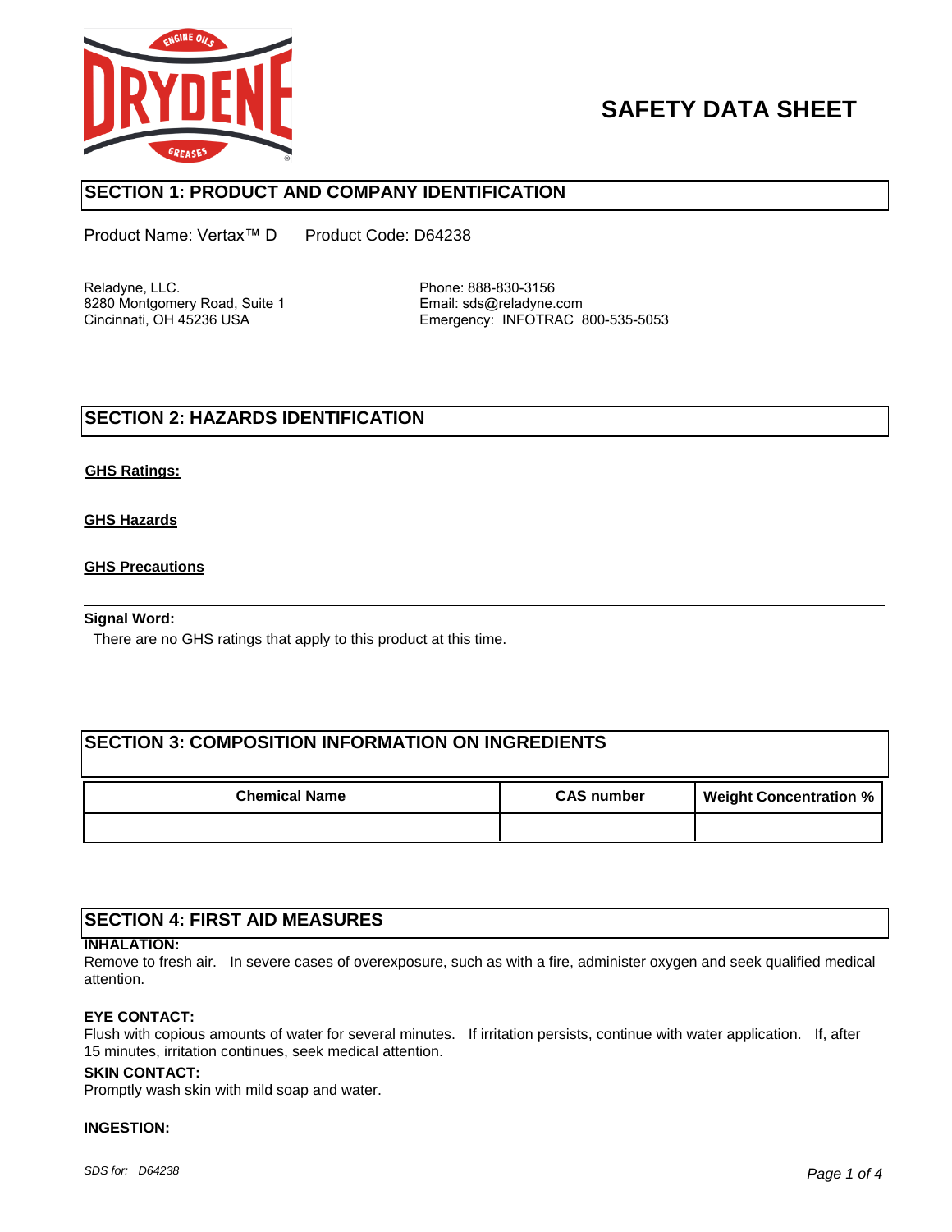# SAFETY DATA SHEET

## SECTION 1: PRODUCT AND COMPANY IDENTIFICATION

Product Name: Vertax™ D    Product Code: D64238

Reladyne, LLC.
8280 Montgomery Road, Suite 1
Cincinnati, OH 45236 USA

Phone: 888-830-3156
Email: sds@reladyne.com
Emergency: INFOTRAC 800-535-5053

## SECTION 2: HAZARDS IDENTIFICATION

**GHS Ratings:**

**GHS Hazards**

**GHS Precautions**

**Signal Word:**

There are no GHS ratings that apply to this product at this time.

## SECTION 3: COMPOSITION INFORMATION ON INGREDIENTS

| Chemical Name | CAS number | Weight Concentration % |
|---|---|---|
| | | |

## SECTION 4: FIRST AID MEASURES

**INHALATION:**
Remove to fresh air. In severe cases of overexposure, such as with a fire, administer oxygen and seek qualified medical attention.

**EYE CONTACT:**
Flush with copious amounts of water for several minutes. If irritation persists, continue with water application. If, after 15 minutes, irritation continues, seek medical attention.

**SKIN CONTACT:**
Promptly wash skin with mild soap and water.

**INGESTION:**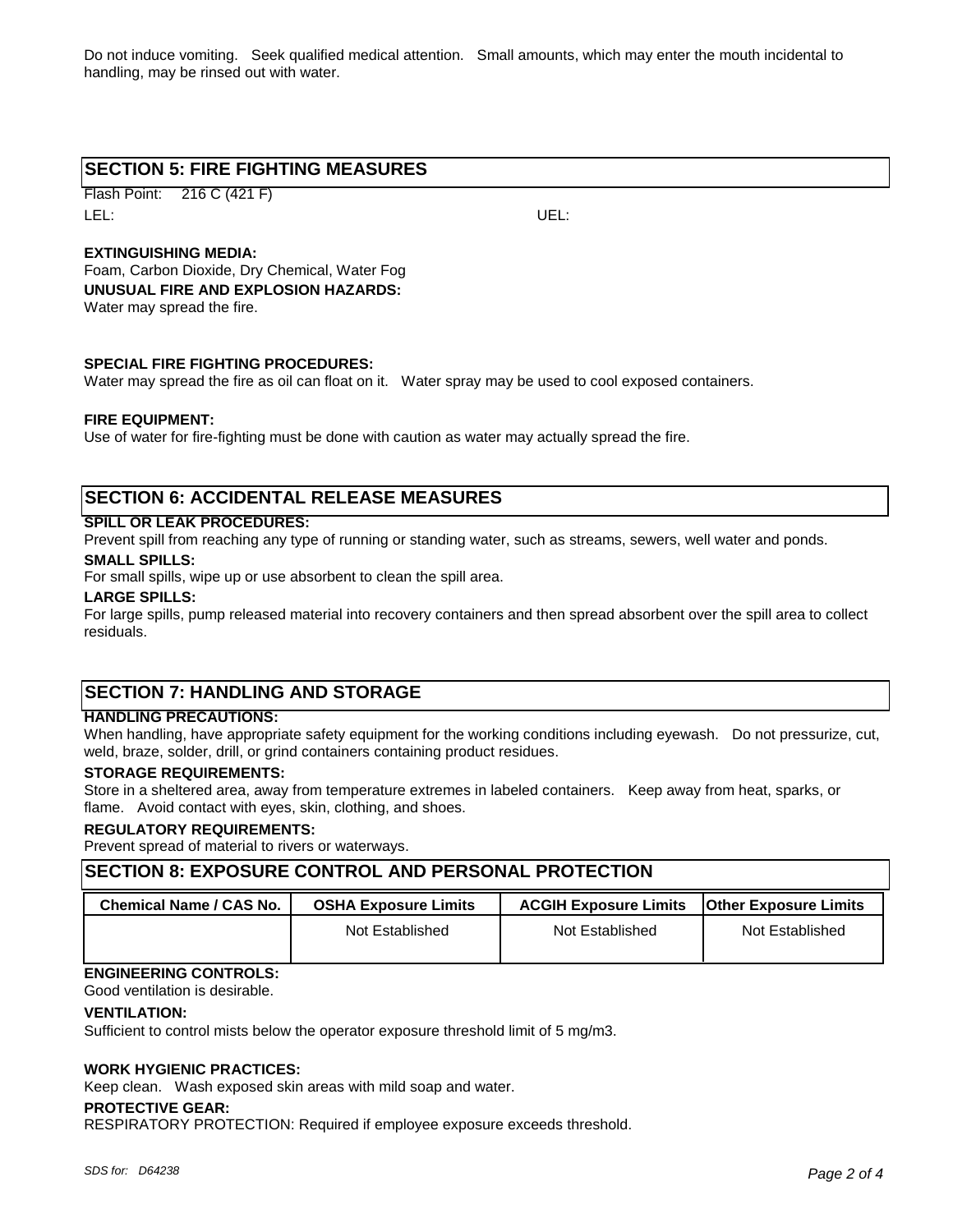Do not induce vomiting. Seek qualified medical attention. Small amounts, which may enter the mouth incidental to handling, may be rinsed out with water.

## SECTION 5: FIRE FIGHTING MEASURES

Flash Point: 216 C (421 F)

LEL: UEL:

**EXTINGUISHING MEDIA:**

Foam, Carbon Dioxide, Dry Chemical, Water Fog

**UNUSUAL FIRE AND EXPLOSION HAZARDS:**

Water may spread the fire.

**SPECIAL FIRE FIGHTING PROCEDURES:**

Water may spread the fire as oil can float on it. Water spray may be used to cool exposed containers.

**FIRE EQUIPMENT:**

Use of water for fire-fighting must be done with caution as water may actually spread the fire.

## SECTION 6: ACCIDENTAL RELEASE MEASURES

**SPILL OR LEAK PROCEDURES:**

Prevent spill from reaching any type of running or standing water, such as streams, sewers, well water and ponds.

**SMALL SPILLS:**

For small spills, wipe up or use absorbent to clean the spill area.

**LARGE SPILLS:**

For large spills, pump released material into recovery containers and then spread absorbent over the spill area to collect residuals.

## SECTION 7: HANDLING AND STORAGE

**HANDLING PRECAUTIONS:**

When handling, have appropriate safety equipment for the working conditions including eyewash. Do not pressurize, cut, weld, braze, solder, drill, or grind containers containing product residues.

**STORAGE REQUIREMENTS:**

Store in a sheltered area, away from temperature extremes in labeled containers. Keep away from heat, sparks, or flame. Avoid contact with eyes, skin, clothing, and shoes.

**REGULATORY REQUIREMENTS:**

Prevent spread of material to rivers or waterways.

## SECTION 8: EXPOSURE CONTROL AND PERSONAL PROTECTION

| Chemical Name / CAS No. | OSHA Exposure Limits | ACGIH Exposure Limits | Other Exposure Limits |
|---|---|---|---|
| | Not Established | Not Established | Not Established |

**ENGINEERING CONTROLS:**

Good ventilation is desirable.

**VENTILATION:**

Sufficient to control mists below the operator exposure threshold limit of 5 mg/m3.

**WORK HYGIENIC PRACTICES:**

Keep clean. Wash exposed skin areas with mild soap and water.

**PROTECTIVE GEAR:**

RESPIRATORY PROTECTION: Required if employee exposure exceeds threshold.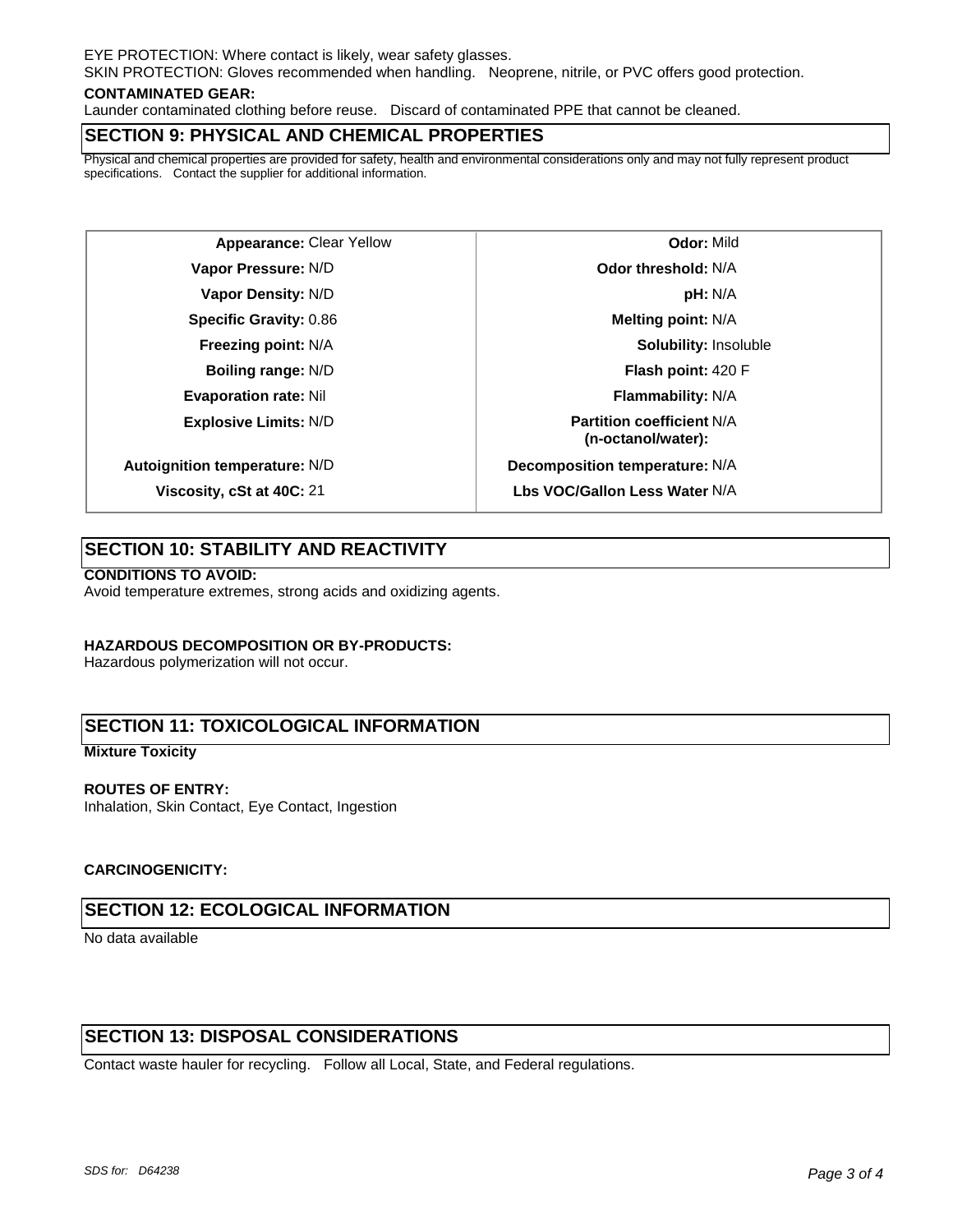EYE PROTECTION: Where contact is likely, wear safety glasses.
SKIN PROTECTION: Gloves recommended when handling. Neoprene, nitrile, or PVC offers good protection.

**CONTAMINATED GEAR:**
Launder contaminated clothing before reuse. Discard of contaminated PPE that cannot be cleaned.

## SECTION 9: PHYSICAL AND CHEMICAL PROPERTIES

Physical and chemical properties are provided for safety, health and environmental considerations only and may not fully represent product specifications. Contact the supplier for additional information.

| | | | |
|---|---|---|---|
| **Appearance:** | Clear Yellow | **Odor:** | Mild |
| **Vapor Pressure:** | N/D | **Odor threshold:** | N/A |
| **Vapor Density:** | N/D | **pH:** | N/A |
| **Specific Gravity:** | 0.86 | **Melting point:** | N/A |
| **Freezing point:** | N/A | **Solubility:** | Insoluble |
| **Boiling range:** | N/D | **Flash point:** | 420 F |
| **Evaporation rate:** | Nil | **Flammability:** | N/A |
| **Explosive Limits:** | N/D | **Partition coefficient (n-octanol/water):** | N/A |
| **Autoignition temperature:** | N/D | **Decomposition temperature:** | N/A |
| **Viscosity, cSt at 40C:** | 21 | **Lbs VOC/Gallon Less Water** | N/A |

## SECTION 10: STABILITY AND REACTIVITY

**CONDITIONS TO AVOID:**
Avoid temperature extremes, strong acids and oxidizing agents.

**HAZARDOUS DECOMPOSITION OR BY-PRODUCTS:**
Hazardous polymerization will not occur.

## SECTION 11: TOXICOLOGICAL INFORMATION

**Mixture Toxicity**

**ROUTES OF ENTRY:**
Inhalation, Skin Contact, Eye Contact, Ingestion

**CARCINOGENICITY:**

## SECTION 12: ECOLOGICAL INFORMATION

No data available

## SECTION 13: DISPOSAL CONSIDERATIONS

Contact waste hauler for recycling. Follow all Local, State, and Federal regulations.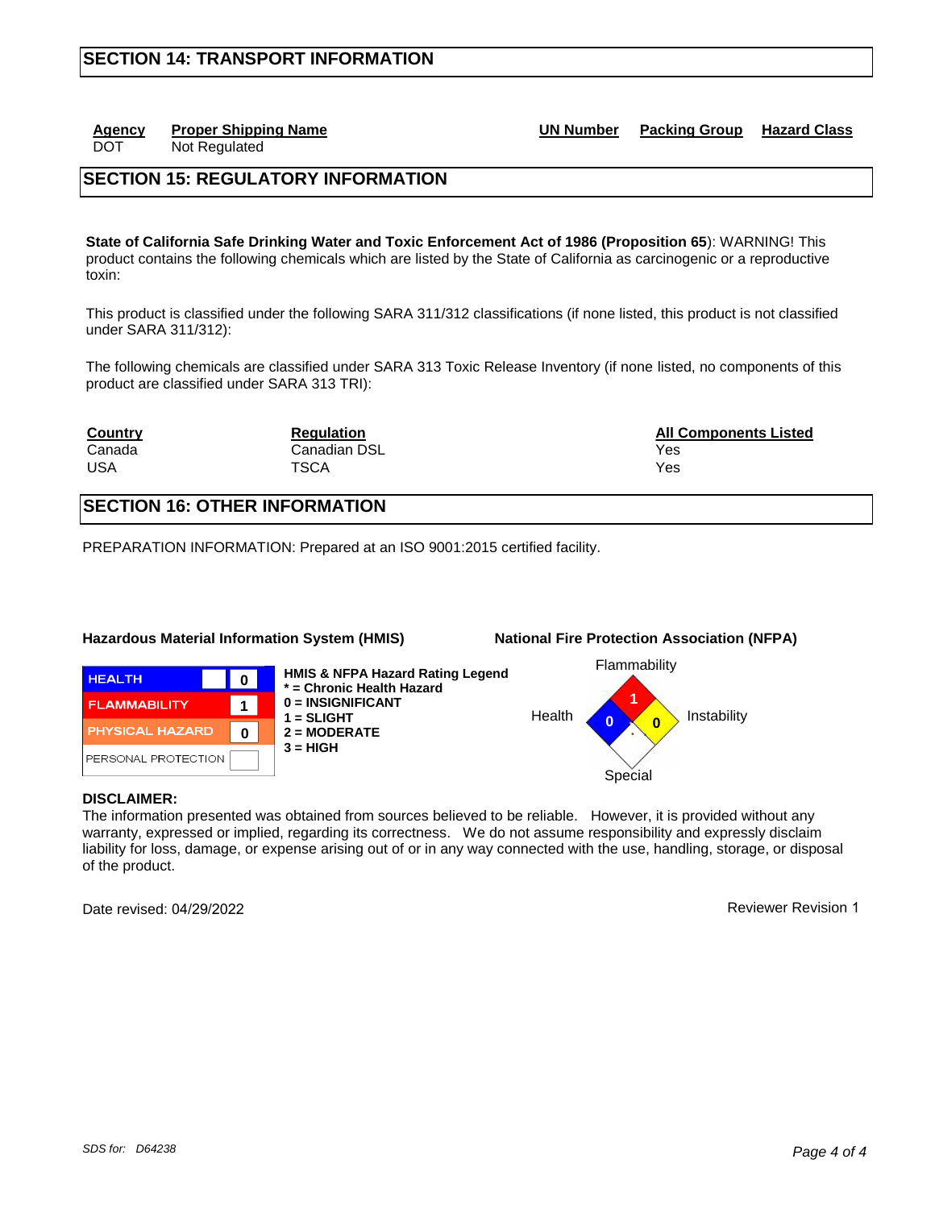## SECTION 14: TRANSPORT INFORMATION

| Agency | Proper Shipping Name | UN Number | Packing Group | Hazard Class |
|---|---|---|---|---|
| DOT | Not Regulated | | | |

## SECTION 15: REGULATORY INFORMATION

**State of California Safe Drinking Water and Toxic Enforcement Act of 1986 (Proposition 65)**: WARNING! This product contains the following chemicals which are listed by the State of California as carcinogenic or a reproductive toxin:

This product is classified under the following SARA 311/312 classifications (if none listed, this product is not classified under SARA 311/312):

The following chemicals are classified under SARA 313 Toxic Release Inventory (if none listed, no components of this product are classified under SARA 313 TRI):

| Country | Regulation | All Components Listed |
|---|---|---|
| Canada | Canadian DSL | Yes |
| USA | TSCA | Yes |

## SECTION 16: OTHER INFORMATION

PREPARATION INFORMATION: Prepared at an ISO 9001:2015 certified facility.

**Hazardous Material Information System (HMIS)**

| | |
|---|---|
| HEALTH | 0 |
| FLAMMABILITY | 1 |
| PHYSICAL HAZARD | 0 |
| PERSONAL PROTECTION | |

**HMIS & NFPA Hazard Rating Legend**
**\* = Chronic Health Hazard**
**0 = INSIGNIFICANT**
**1 = SLIGHT**
**2 = MODERATE**
**3 = HIGH**

**National Fire Protection Association (NFPA)**

Flammability: 1
Health: 0
Instability: 0
Special

**DISCLAIMER:**
The information presented was obtained from sources believed to be reliable. However, it is provided without any warranty, expressed or implied, regarding its correctness. We do not assume responsibility and expressly disclaim liability for loss, damage, or expense arising out of or in any way connected with the use, handling, storage, or disposal of the product.

Date revised: 04/29/2022

Reviewer Revision 1

*SDS for: D64238*